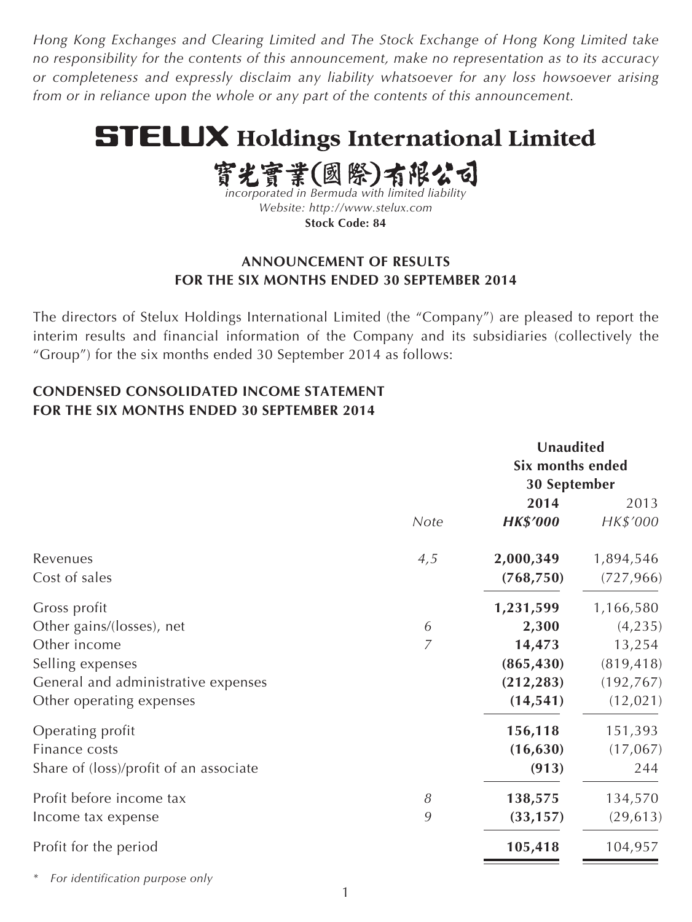*Hong Kong Exchanges and Clearing Limited and The Stock Exchange of Hong Kong Limited take no responsibility for the contents of this announcement, make no representation as to its accuracy or completeness and expressly disclaim any liability whatsoever for any loss howsoever arising from or in reliance upon the whole or any part of the contents of this announcement.*

# STELUX Holdings International Limited

# 寶光實業(國際)有限公司*

*incorporated in Bermuda with limited liability*

*Website: http://www.stelux.com*

**Stock Code: 84**

## ANNOUNCEMENT OF RESULTS FOR THE SIX MONTHS ENDED 30 SEPTEMBER 2014

The directors of Stelux Holdings International Limited (the "Company") are pleased to report the interim results and financial information of the Company and its subsidiaries (collectively the "Group") for the six months ended 30 September 2014 as follows:

## CONDENSED CONSOLIDATED INCOME STATEMENT FOR THE SIX MONTHS ENDED 30 SEPTEMBER 2014

| | | Unaudited Six months ended 30 September | |
|---|---|---|---|
| | | **2014** | 2013 |
| | *Note* | ***HK$'000*** | *HK$'000* |
| Revenues | *4,5* | **2,000,349** | 1,894,546 |
| Cost of sales | | **(768,750)** | (727,966) |
| Gross profit | | **1,231,599** | 1,166,580 |
| Other gains/(losses), net | *6* | **2,300** | (4,235) |
| Other income | *7* | **14,473** | 13,254 |
| Selling expenses | | **(865,430)** | (819,418) |
| General and administrative expenses | | **(212,283)** | (192,767) |
| Other operating expenses | | **(14,541)** | (12,021) |
| Operating profit | | **156,118** | 151,393 |
| Finance costs | | **(16,630)** | (17,067) |
| Share of (loss)/profit of an associate | | **(913)** | 244 |
| Profit before income tax | *8* | **138,575** | 134,570 |
| Income tax expense | *9* | **(33,157)** | (29,613) |
| Profit for the period | | **105,418** | 104,957 |

\* *For identification purpose only*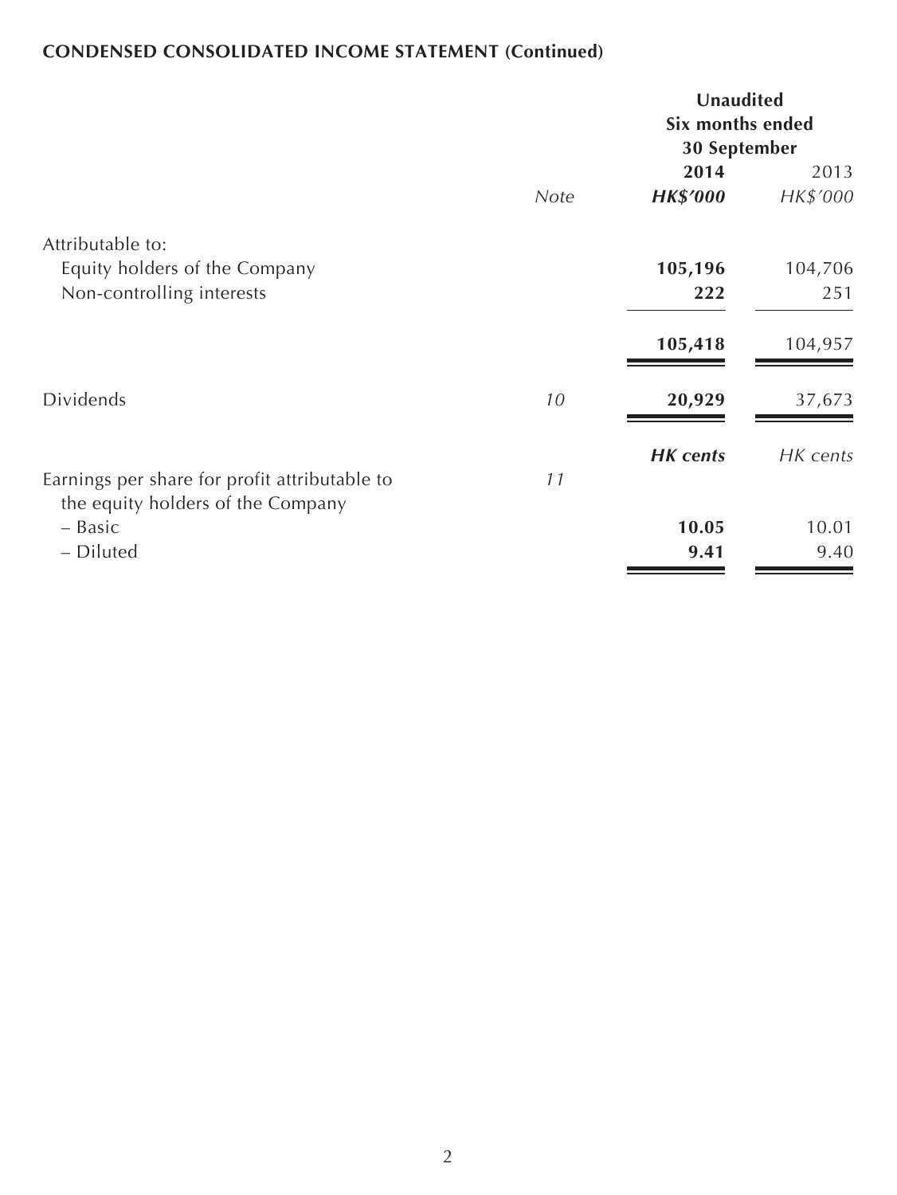**CONDENSED CONSOLIDATED INCOME STATEMENT (Continued)**

| | *Note* | **Unaudited Six months ended 30 September 2014 HK$'000** | 2013 HK$'000 |
|---|---|---|---|
| Attributable to: | | | |
| Equity holders of the Company | | **105,196** | 104,706 |
| Non-controlling interests | | **222** | 251 |
| | | **105,418** | 104,957 |
| Dividends | *10* | **20,929** | 37,673 |
| | | ***HK cents*** | *HK cents* |
| Earnings per share for profit attributable to the equity holders of the Company | *11* | | |
| – Basic | | **10.05** | 10.01 |
| – Diluted | | **9.41** | 9.40 |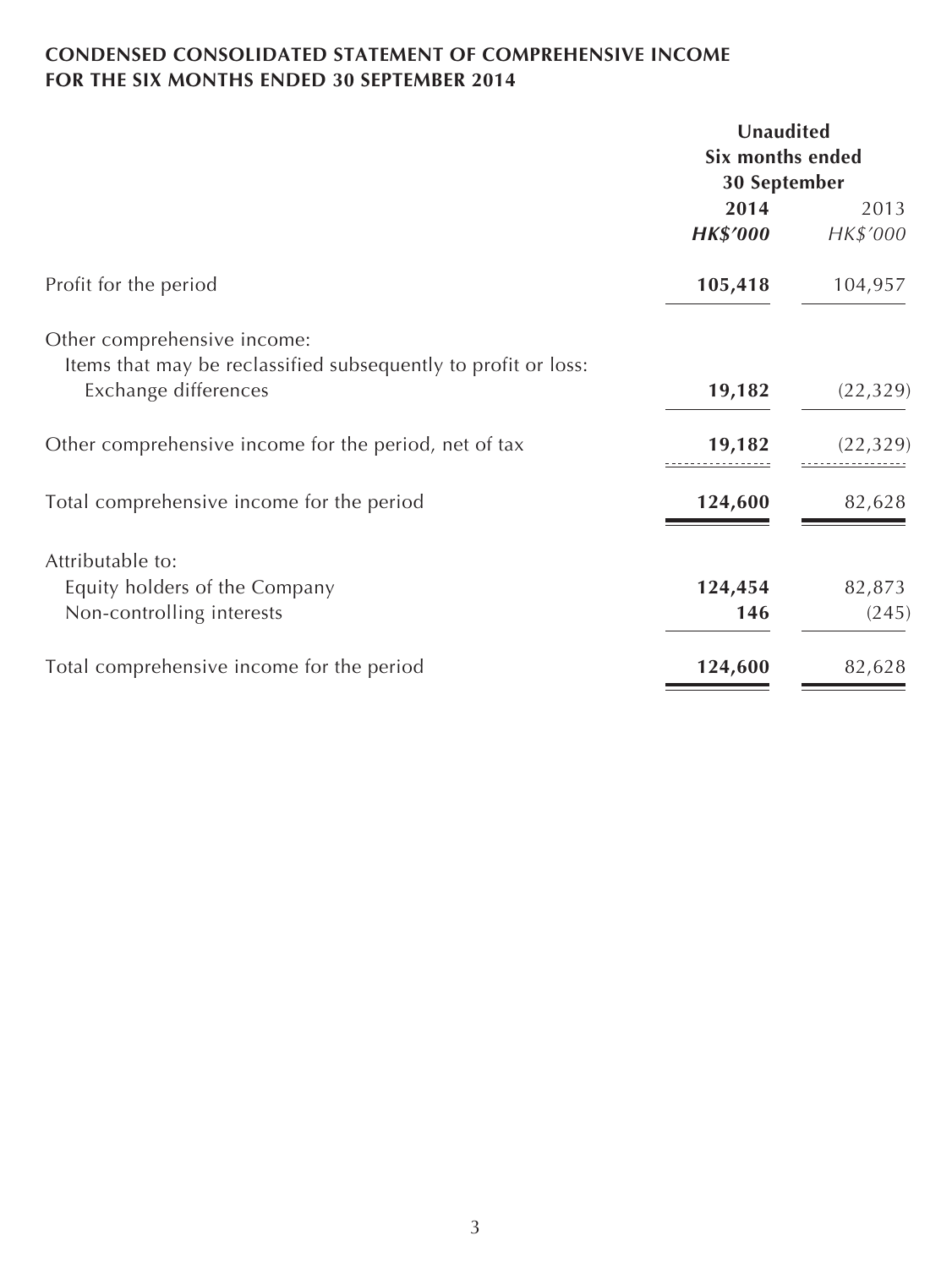**CONDENSED CONSOLIDATED STATEMENT OF COMPREHENSIVE INCOME**
**FOR THE SIX MONTHS ENDED 30 SEPTEMBER 2014**

| | Unaudited Six months ended 30 September | |
|---|---|---|
| | **2014** | 2013 |
| | ***HK$'000*** | *HK$'000* |
| Profit for the period | **105,418** | 104,957 |
| Other comprehensive income: | | |
| Items that may be reclassified subsequently to profit or loss: | | |
| Exchange differences | **19,182** | (22,329) |
| Other comprehensive income for the period, net of tax | **19,182** | (22,329) |
| Total comprehensive income for the period | **124,600** | 82,628 |
| Attributable to: | | |
| Equity holders of the Company | **124,454** | 82,873 |
| Non-controlling interests | **146** | (245) |
| Total comprehensive income for the period | **124,600** | 82,628 |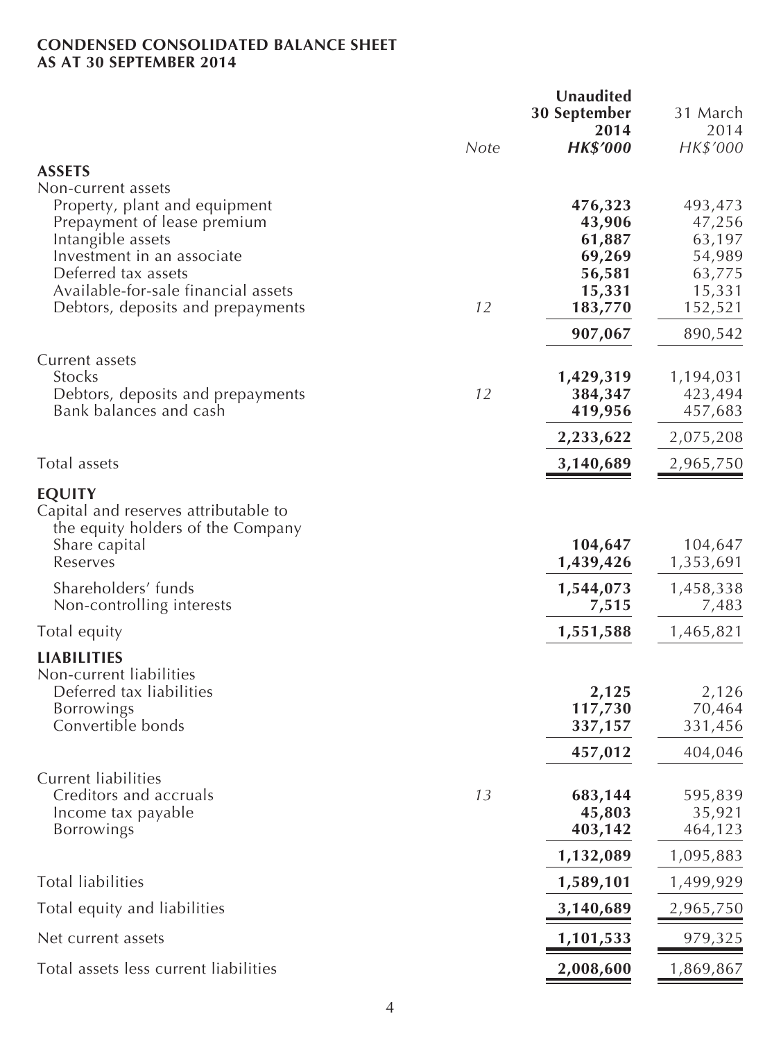**CONDENSED CONSOLIDATED BALANCE SHEET**
**AS AT 30 SEPTEMBER 2014**

| | Note | **Unaudited 30 September 2014 HK$'000** | 31 March 2014 HK$'000 |
|---|---|---|---|
| **ASSETS** | | | |
| Non-current assets | | | |
| Property, plant and equipment | | **476,323** | 493,473 |
| Prepayment of lease premium | | **43,906** | 47,256 |
| Intangible assets | | **61,887** | 63,197 |
| Investment in an associate | | **69,269** | 54,989 |
| Deferred tax assets | | **56,581** | 63,775 |
| Available-for-sale financial assets | | **15,331** | 15,331 |
| Debtors, deposits and prepayments | 12 | **183,770** | 152,521 |
| | | **907,067** | 890,542 |
| Current assets | | | |
| Stocks | | **1,429,319** | 1,194,031 |
| Debtors, deposits and prepayments | 12 | **384,347** | 423,494 |
| Bank balances and cash | | **419,956** | 457,683 |
| | | **2,233,622** | 2,075,208 |
| Total assets | | **3,140,689** | 2,965,750 |
| **EQUITY** | | | |
| Capital and reserves attributable to the equity holders of the Company | | | |
| Share capital | | **104,647** | 104,647 |
| Reserves | | **1,439,426** | 1,353,691 |
| Shareholders' funds | | **1,544,073** | 1,458,338 |
| Non-controlling interests | | **7,515** | 7,483 |
| Total equity | | **1,551,588** | 1,465,821 |
| **LIABILITIES** | | | |
| Non-current liabilities | | | |
| Deferred tax liabilities | | **2,125** | 2,126 |
| Borrowings | | **117,730** | 70,464 |
| Convertible bonds | | **337,157** | 331,456 |
| | | **457,012** | 404,046 |
| Current liabilities | | | |
| Creditors and accruals | 13 | **683,144** | 595,839 |
| Income tax payable | | **45,803** | 35,921 |
| Borrowings | | **403,142** | 464,123 |
| | | **1,132,089** | 1,095,883 |
| Total liabilities | | **1,589,101** | 1,499,929 |
| Total equity and liabilities | | **3,140,689** | 2,965,750 |
| Net current assets | | **1,101,533** | 979,325 |
| Total assets less current liabilities | | **2,008,600** | 1,869,867 |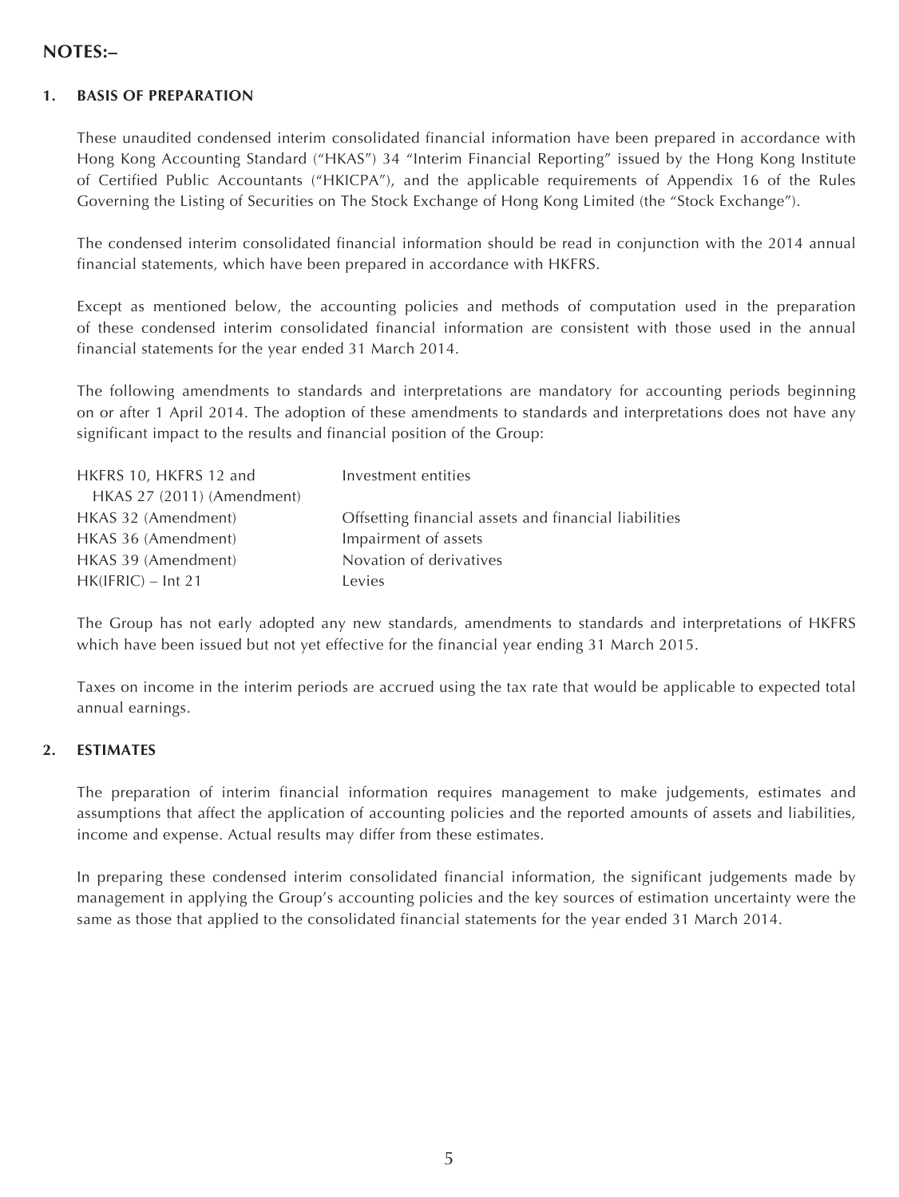## NOTES:–

### 1. BASIS OF PREPARATION

These unaudited condensed interim consolidated financial information have been prepared in accordance with Hong Kong Accounting Standard ("HKAS") 34 "Interim Financial Reporting" issued by the Hong Kong Institute of Certified Public Accountants ("HKICPA"), and the applicable requirements of Appendix 16 of the Rules Governing the Listing of Securities on The Stock Exchange of Hong Kong Limited (the "Stock Exchange").

The condensed interim consolidated financial information should be read in conjunction with the 2014 annual financial statements, which have been prepared in accordance with HKFRS.

Except as mentioned below, the accounting policies and methods of computation used in the preparation of these condensed interim consolidated financial information are consistent with those used in the annual financial statements for the year ended 31 March 2014.

The following amendments to standards and interpretations are mandatory for accounting periods beginning on or after 1 April 2014. The adoption of these amendments to standards and interpretations does not have any significant impact to the results and financial position of the Group:

| | |
|---|---|
| HKFRS 10, HKFRS 12 and HKAS 27 (2011) (Amendment) | Investment entities |
| HKAS 32 (Amendment) | Offsetting financial assets and financial liabilities |
| HKAS 36 (Amendment) | Impairment of assets |
| HKAS 39 (Amendment) | Novation of derivatives |
| HK(IFRIC) – Int 21 | Levies |

The Group has not early adopted any new standards, amendments to standards and interpretations of HKFRS which have been issued but not yet effective for the financial year ending 31 March 2015.

Taxes on income in the interim periods are accrued using the tax rate that would be applicable to expected total annual earnings.

### 2. ESTIMATES

The preparation of interim financial information requires management to make judgements, estimates and assumptions that affect the application of accounting policies and the reported amounts of assets and liabilities, income and expense. Actual results may differ from these estimates.

In preparing these condensed interim consolidated financial information, the significant judgements made by management in applying the Group's accounting policies and the key sources of estimation uncertainty were the same as those that applied to the consolidated financial statements for the year ended 31 March 2014.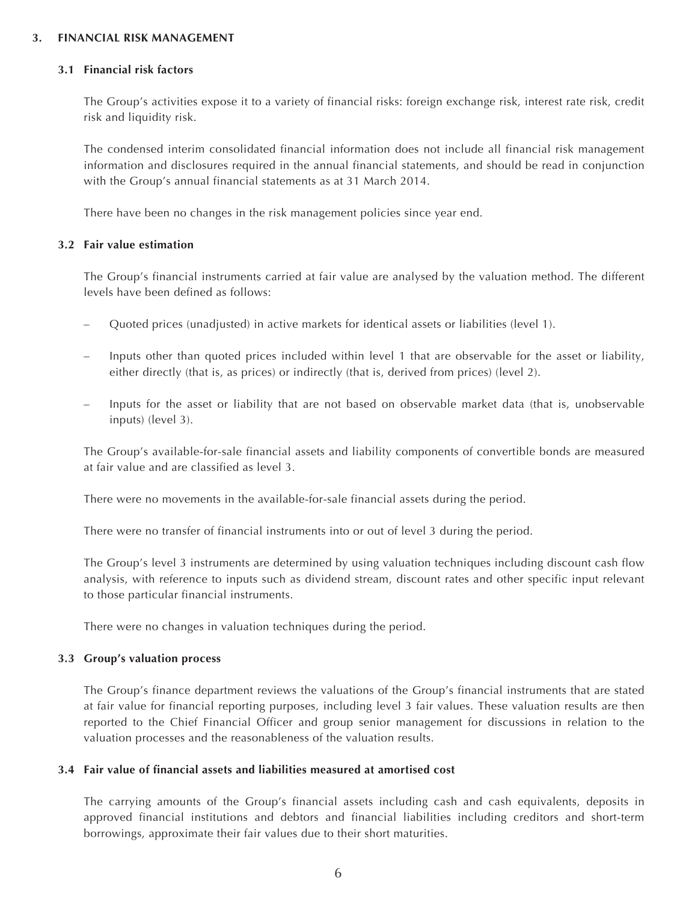## 3. FINANCIAL RISK MANAGEMENT

### 3.1 Financial risk factors

The Group's activities expose it to a variety of financial risks: foreign exchange risk, interest rate risk, credit risk and liquidity risk.

The condensed interim consolidated financial information does not include all financial risk management information and disclosures required in the annual financial statements, and should be read in conjunction with the Group's annual financial statements as at 31 March 2014.

There have been no changes in the risk management policies since year end.

### 3.2 Fair value estimation

The Group's financial instruments carried at fair value are analysed by the valuation method. The different levels have been defined as follows:

- Quoted prices (unadjusted) in active markets for identical assets or liabilities (level 1).
- Inputs other than quoted prices included within level 1 that are observable for the asset or liability, either directly (that is, as prices) or indirectly (that is, derived from prices) (level 2).
- Inputs for the asset or liability that are not based on observable market data (that is, unobservable inputs) (level 3).

The Group's available-for-sale financial assets and liability components of convertible bonds are measured at fair value and are classified as level 3.

There were no movements in the available-for-sale financial assets during the period.

There were no transfer of financial instruments into or out of level 3 during the period.

The Group's level 3 instruments are determined by using valuation techniques including discount cash flow analysis, with reference to inputs such as dividend stream, discount rates and other specific input relevant to those particular financial instruments.

There were no changes in valuation techniques during the period.

### 3.3 Group's valuation process

The Group's finance department reviews the valuations of the Group's financial instruments that are stated at fair value for financial reporting purposes, including level 3 fair values. These valuation results are then reported to the Chief Financial Officer and group senior management for discussions in relation to the valuation processes and the reasonableness of the valuation results.

### 3.4 Fair value of financial assets and liabilities measured at amortised cost

The carrying amounts of the Group's financial assets including cash and cash equivalents, deposits in approved financial institutions and debtors and financial liabilities including creditors and short-term borrowings, approximate their fair values due to their short maturities.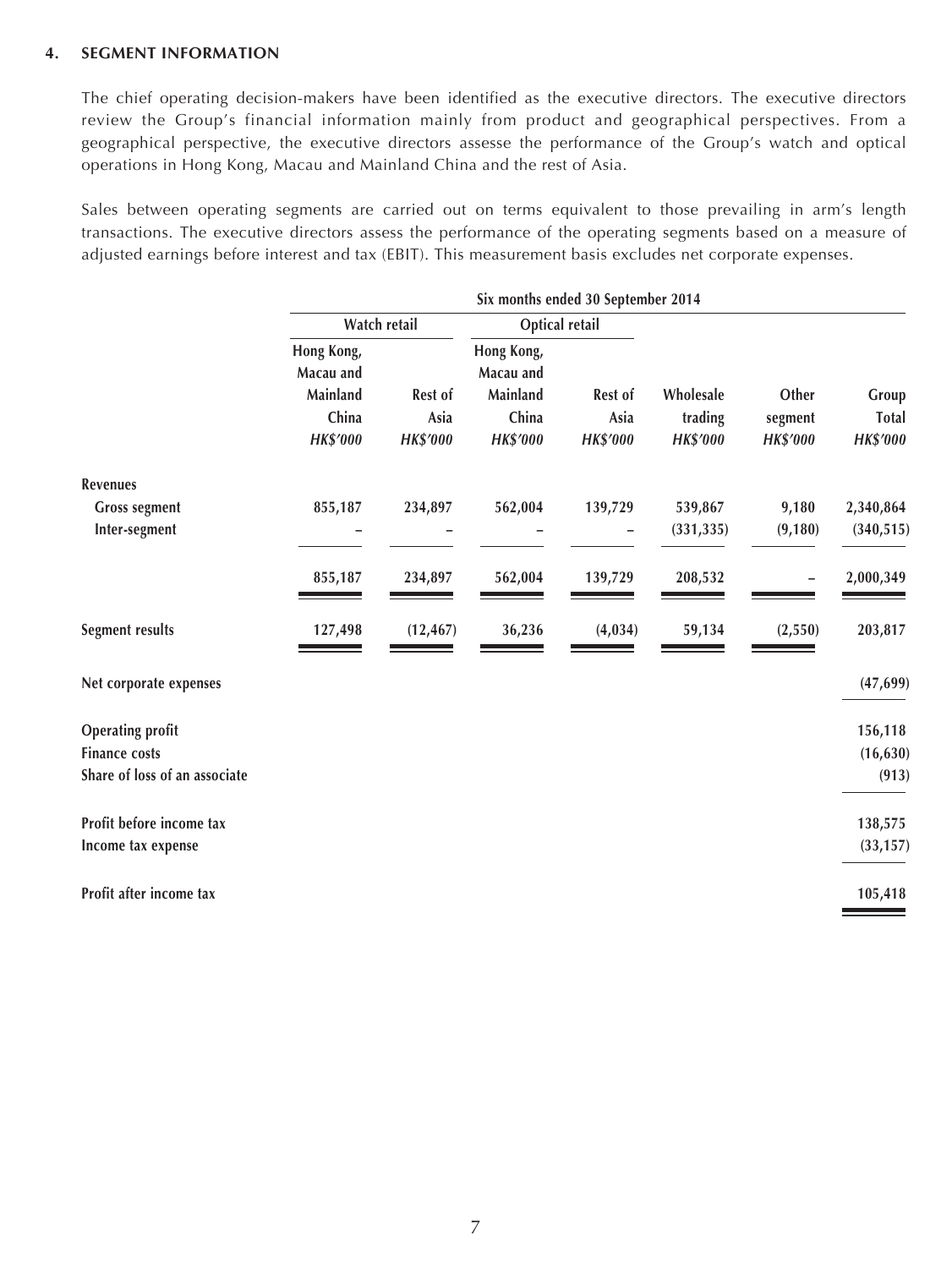## 4. SEGMENT INFORMATION

The chief operating decision-makers have been identified as the executive directors. The executive directors review the Group's financial information mainly from product and geographical perspectives. From a geographical perspective, the executive directors assesse the performance of the Group's watch and optical operations in Hong Kong, Macau and Mainland China and the rest of Asia.

Sales between operating segments are carried out on terms equivalent to those prevailing in arm's length transactions. The executive directors assess the performance of the operating segments based on a measure of adjusted earnings before interest and tax (EBIT). This measurement basis excludes net corporate expenses.

| | Six months ended 30 September 2014 | | | | | | |
|---|---|---|---|---|---|---|---|
| | Watch retail | | Optical retail | | | | |
| | Hong Kong, Macau and Mainland China | Rest of Asia | Hong Kong, Macau and Mainland China | Rest of Asia | Wholesale trading | Other segment | Group Total |
| | *HK$'000* | *HK$'000* | *HK$'000* | *HK$'000* | *HK$'000* | *HK$'000* | *HK$'000* |
| **Revenues** | | | | | | | |
| Gross segment | 855,187 | 234,897 | 562,004 | 139,729 | 539,867 | 9,180 | 2,340,864 |
| Inter-segment | – | – | – | – | (331,335) | (9,180) | (340,515) |
| | 855,187 | 234,897 | 562,004 | 139,729 | 208,532 | – | 2,000,349 |
| **Segment results** | 127,498 | (12,467) | 36,236 | (4,034) | 59,134 | (2,550) | 203,817 |
| **Net corporate expenses** | | | | | | | (47,699) |
| **Operating profit** | | | | | | | 156,118 |
| **Finance costs** | | | | | | | (16,630) |
| **Share of loss of an associate** | | | | | | | (913) |
| **Profit before income tax** | | | | | | | 138,575 |
| **Income tax expense** | | | | | | | (33,157) |
| **Profit after income tax** | | | | | | | 105,418 |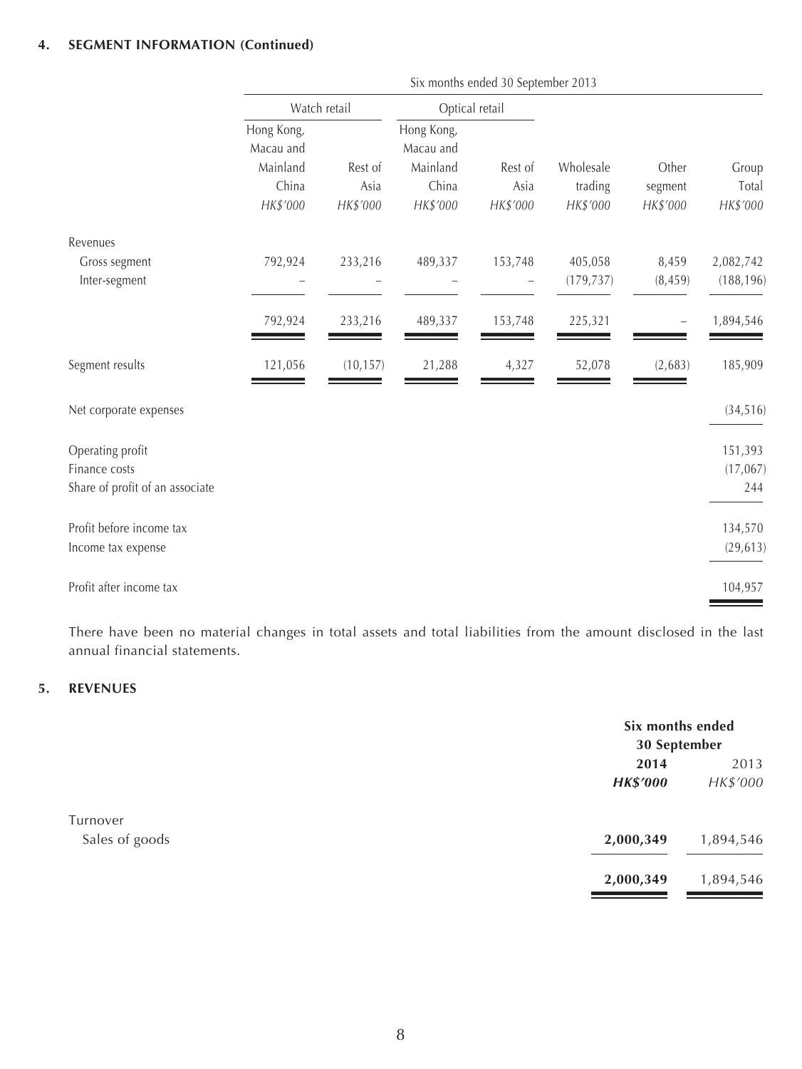## 4. SEGMENT INFORMATION (Continued)

| | Six months ended 30 September 2013 | | | | | | |
|---|---|---|---|---|---|---|---|
| | Watch retail | | Optical retail | | | | |
| | Hong Kong, Macau and Mainland China | Rest of Asia | Hong Kong, Macau and Mainland China | Rest of Asia | Wholesale trading | Other segment | Group Total |
| | *HK$'000* | *HK$'000* | *HK$'000* | *HK$'000* | *HK$'000* | *HK$'000* | *HK$'000* |
| Revenues | | | | | | | |
| Gross segment | 792,924 | 233,216 | 489,337 | 153,748 | 405,058 | 8,459 | 2,082,742 |
| Inter-segment | – | – | – | – | (179,737) | (8,459) | (188,196) |
| | 792,924 | 233,216 | 489,337 | 153,748 | 225,321 | – | 1,894,546 |
| Segment results | 121,056 | (10,157) | 21,288 | 4,327 | 52,078 | (2,683) | 185,909 |
| Net corporate expenses | | | | | | | (34,516) |
| Operating profit | | | | | | | 151,393 |
| Finance costs | | | | | | | (17,067) |
| Share of profit of an associate | | | | | | | 244 |
| Profit before income tax | | | | | | | 134,570 |
| Income tax expense | | | | | | | (29,613) |
| Profit after income tax | | | | | | | 104,957 |

There have been no material changes in total assets and total liabilities from the amount disclosed in the last annual financial statements.

## 5. REVENUES

| | Six months ended 30 September | |
|---|---|---|
| | **2014** | 2013 |
| | ***HK$'000*** | *HK$'000* |
| Turnover | | |
| Sales of goods | **2,000,349** | 1,894,546 |
| | **2,000,349** | 1,894,546 |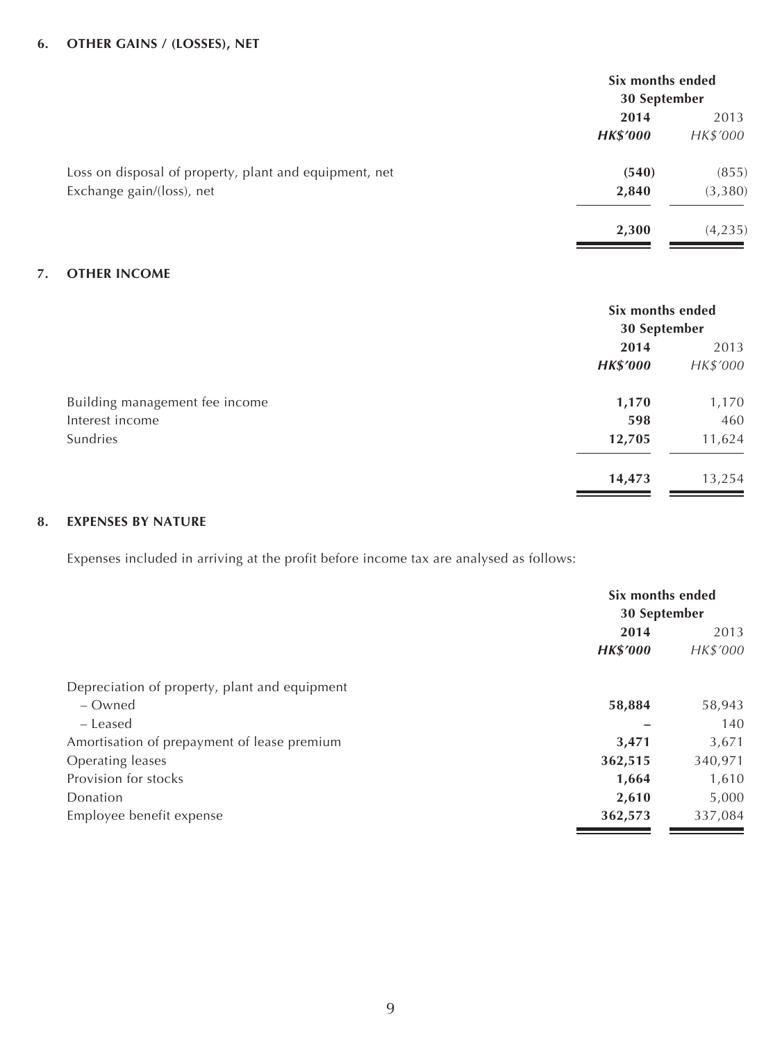### 6. OTHER GAINS / (LOSSES), NET

| | Six months ended 30 September | |
|---|---|---|
| | **2014** | 2013 |
| | ***HK$'000*** | *HK$'000* |
| Loss on disposal of property, plant and equipment, net | **(540)** | (855) |
| Exchange gain/(loss), net | **2,840** | (3,380) |
| | **2,300** | (4,235) |

### 7. OTHER INCOME

| | Six months ended 30 September | |
|---|---|---|
| | **2014** | 2013 |
| | ***HK$'000*** | *HK$'000* |
| Building management fee income | **1,170** | 1,170 |
| Interest income | **598** | 460 |
| Sundries | **12,705** | 11,624 |
| | **14,473** | 13,254 |

### 8. EXPENSES BY NATURE

Expenses included in arriving at the profit before income tax are analysed as follows:

| | Six months ended 30 September | |
|---|---|---|
| | **2014** | 2013 |
| | ***HK$'000*** | *HK$'000* |
| Depreciation of property, plant and equipment | | |
| – Owned | **58,884** | 58,943 |
| – Leased | **–** | 140 |
| Amortisation of prepayment of lease premium | **3,471** | 3,671 |
| Operating leases | **362,515** | 340,971 |
| Provision for stocks | **1,664** | 1,610 |
| Donation | **2,610** | 5,000 |
| Employee benefit expense | **362,573** | 337,084 |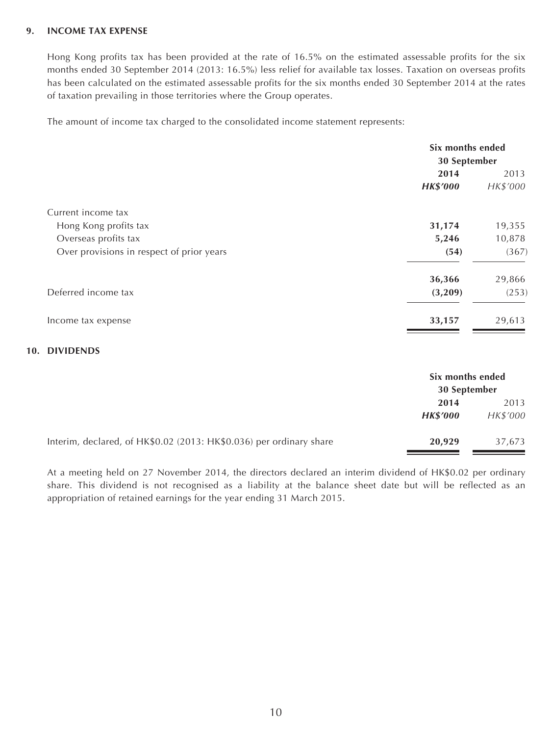## 9. INCOME TAX EXPENSE

Hong Kong profits tax has been provided at the rate of 16.5% on the estimated assessable profits for the six months ended 30 September 2014 (2013: 16.5%) less relief for available tax losses. Taxation on overseas profits has been calculated on the estimated assessable profits for the six months ended 30 September 2014 at the rates of taxation prevailing in those territories where the Group operates.

The amount of income tax charged to the consolidated income statement represents:

| | Six months ended 30 September | |
|---|---|---|
| | **2014** | 2013 |
| | ***HK$'000*** | *HK$'000* |
| Current income tax | | |
| Hong Kong profits tax | **31,174** | 19,355 |
| Overseas profits tax | **5,246** | 10,878 |
| Over provisions in respect of prior years | **(54)** | (367) |
| | **36,366** | 29,866 |
| Deferred income tax | **(3,209)** | (253) |
| Income tax expense | **33,157** | 29,613 |

## 10. DIVIDENDS

| | Six months ended 30 September | |
|---|---|---|
| | **2014** | 2013 |
| | ***HK$'000*** | *HK$'000* |
| Interim, declared, of HK$0.02 (2013: HK$0.036) per ordinary share | **20,929** | 37,673 |

At a meeting held on 27 November 2014, the directors declared an interim dividend of HK$0.02 per ordinary share. This dividend is not recognised as a liability at the balance sheet date but will be reflected as an appropriation of retained earnings for the year ending 31 March 2015.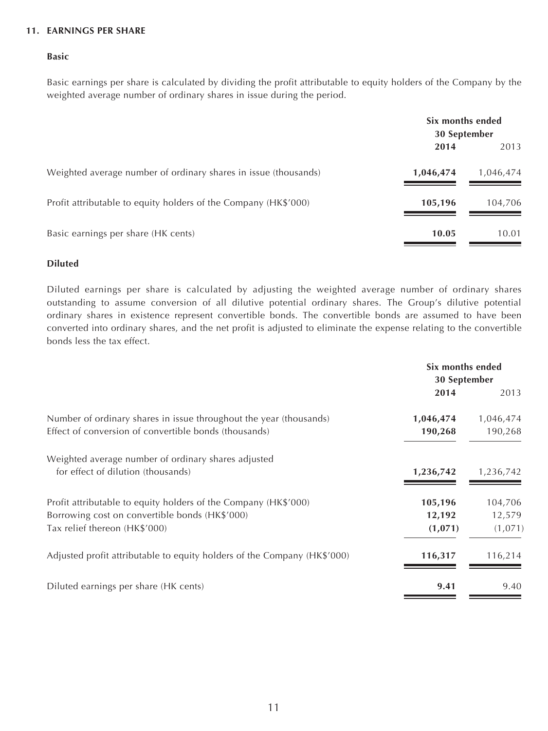## 11. EARNINGS PER SHARE

### Basic

Basic earnings per share is calculated by dividing the profit attributable to equity holders of the Company by the weighted average number of ordinary shares in issue during the period.

| | Six months ended 30 September | |
|---|---|---|
| | **2014** | 2013 |
| Weighted average number of ordinary shares in issue (thousands) | **1,046,474** | 1,046,474 |
| Profit attributable to equity holders of the Company (HK$'000) | **105,196** | 104,706 |
| Basic earnings per share (HK cents) | **10.05** | 10.01 |

### Diluted

Diluted earnings per share is calculated by adjusting the weighted average number of ordinary shares outstanding to assume conversion of all dilutive potential ordinary shares. The Group's dilutive potential ordinary shares in existence represent convertible bonds. The convertible bonds are assumed to have been converted into ordinary shares, and the net profit is adjusted to eliminate the expense relating to the convertible bonds less the tax effect.

| | Six months ended 30 September | |
|---|---|---|
| | **2014** | 2013 |
| Number of ordinary shares in issue throughout the year (thousands) | **1,046,474** | 1,046,474 |
| Effect of conversion of convertible bonds (thousands) | **190,268** | 190,268 |
| Weighted average number of ordinary shares adjusted for effect of dilution (thousands) | **1,236,742** | 1,236,742 |
| Profit attributable to equity holders of the Company (HK$'000) | **105,196** | 104,706 |
| Borrowing cost on convertible bonds (HK$'000) | **12,192** | 12,579 |
| Tax relief thereon (HK$'000) | **(1,071)** | (1,071) |
| Adjusted profit attributable to equity holders of the Company (HK$'000) | **116,317** | 116,214 |
| Diluted earnings per share (HK cents) | **9.41** | 9.40 |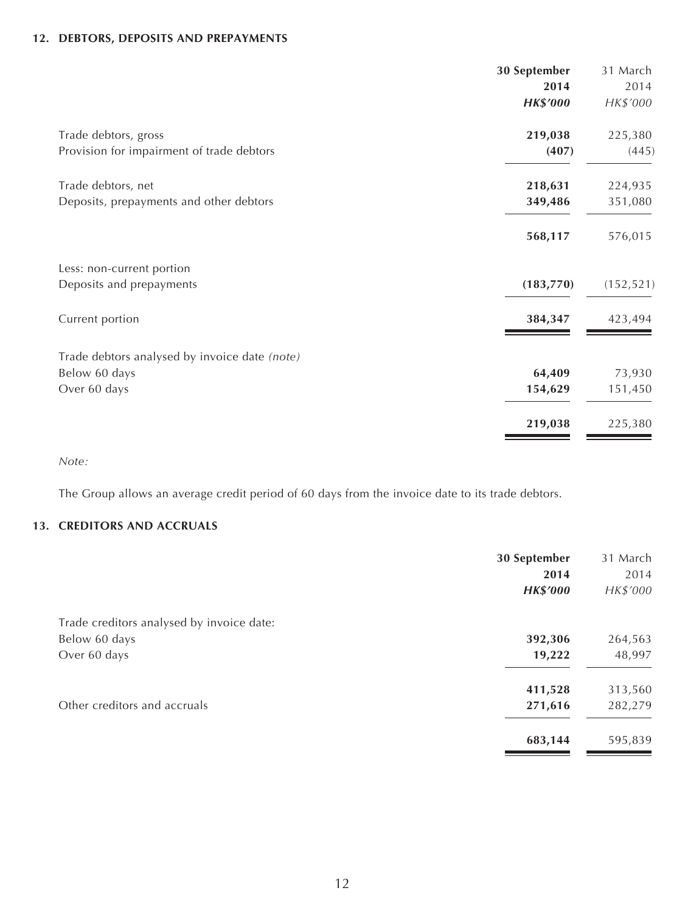### 12. DEBTORS, DEPOSITS AND PREPAYMENTS

| | 30 September 2014 | 31 March 2014 |
|---|---|---|
| | ***HK$'000*** | *HK$'000* |
| Trade debtors, gross | **219,038** | 225,380 |
| Provision for impairment of trade debtors | **(407)** | (445) |
| Trade debtors, net | **218,631** | 224,935 |
| Deposits, prepayments and other debtors | **349,486** | 351,080 |
| | **568,117** | 576,015 |
| Less: non-current portion | | |
| Deposits and prepayments | **(183,770)** | (152,521) |
| Current portion | **384,347** | 423,494 |
| Trade debtors analysed by invoice date *(note)* | | |
| Below 60 days | **64,409** | 73,930 |
| Over 60 days | **154,629** | 151,450 |
| | **219,038** | 225,380 |

*Note:*

The Group allows an average credit period of 60 days from the invoice date to its trade debtors.

### 13. CREDITORS AND ACCRUALS

| | 30 September 2014 | 31 March 2014 |
|---|---|---|
| | ***HK$'000*** | *HK$'000* |
| Trade creditors analysed by invoice date: | | |
| Below 60 days | **392,306** | 264,563 |
| Over 60 days | **19,222** | 48,997 |
| | **411,528** | 313,560 |
| Other creditors and accruals | **271,616** | 282,279 |
| | **683,144** | 595,839 |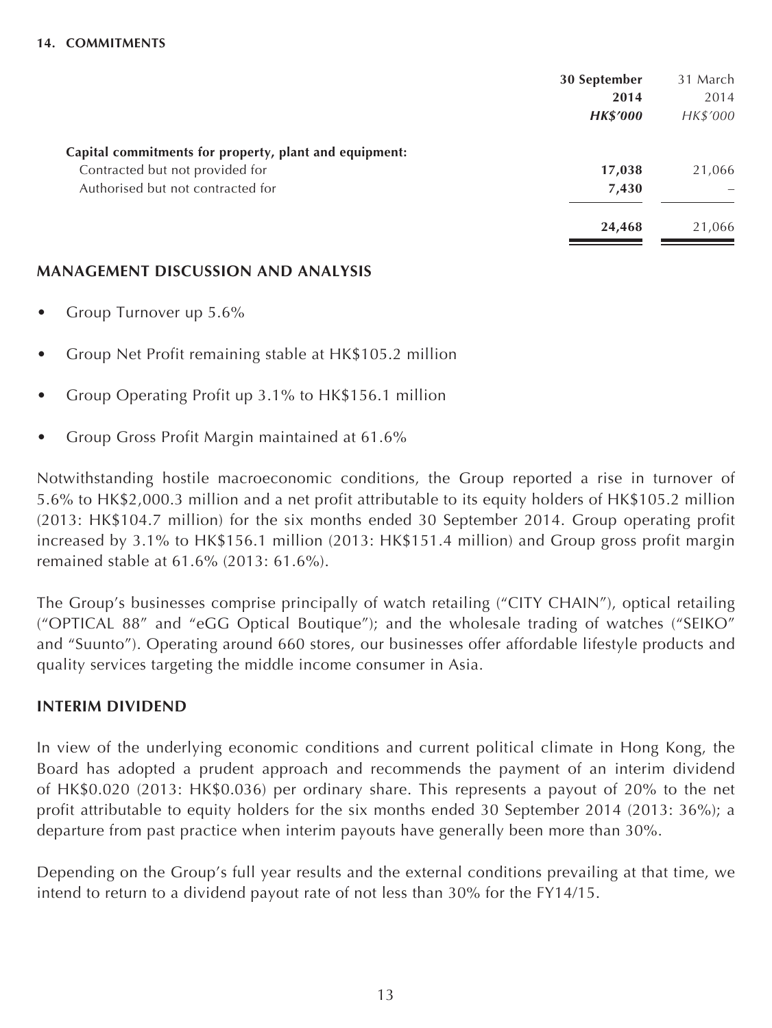**14. COMMITMENTS**

| | 30 September 2014 HK$'000 | 31 March 2014 HK$'000 |
|---|---|---|
| **Capital commitments for property, plant and equipment:** | | |
| Contracted but not provided for | **17,038** | 21,066 |
| Authorised but not contracted for | **7,430** | – |
| | **24,468** | 21,066 |

## MANAGEMENT DISCUSSION AND ANALYSIS

- Group Turnover up 5.6%
- Group Net Profit remaining stable at HK$105.2 million
- Group Operating Profit up 3.1% to HK$156.1 million
- Group Gross Profit Margin maintained at 61.6%

Notwithstanding hostile macroeconomic conditions, the Group reported a rise in turnover of 5.6% to HK$2,000.3 million and a net profit attributable to its equity holders of HK$105.2 million (2013: HK$104.7 million) for the six months ended 30 September 2014. Group operating profit increased by 3.1% to HK$156.1 million (2013: HK$151.4 million) and Group gross profit margin remained stable at 61.6% (2013: 61.6%).

The Group's businesses comprise principally of watch retailing ("CITY CHAIN"), optical retailing ("OPTICAL 88" and "eGG Optical Boutique"); and the wholesale trading of watches ("SEIKO" and "Suunto"). Operating around 660 stores, our businesses offer affordable lifestyle products and quality services targeting the middle income consumer in Asia.

## INTERIM DIVIDEND

In view of the underlying economic conditions and current political climate in Hong Kong, the Board has adopted a prudent approach and recommends the payment of an interim dividend of HK$0.020 (2013: HK$0.036) per ordinary share. This represents a payout of 20% to the net profit attributable to equity holders for the six months ended 30 September 2014 (2013: 36%); a departure from past practice when interim payouts have generally been more than 30%.

Depending on the Group's full year results and the external conditions prevailing at that time, we intend to return to a dividend payout rate of not less than 30% for the FY14/15.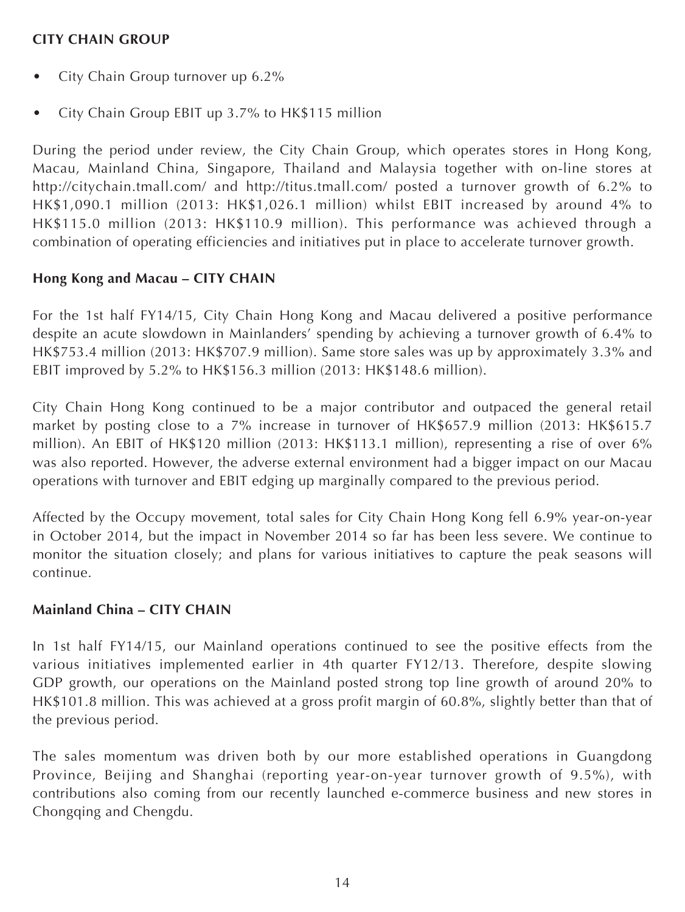## CITY CHAIN GROUP

- City Chain Group turnover up 6.2%
- City Chain Group EBIT up 3.7% to HK$115 million

During the period under review, the City Chain Group, which operates stores in Hong Kong, Macau, Mainland China, Singapore, Thailand and Malaysia together with on-line stores at http://citychain.tmall.com/ and http://titus.tmall.com/ posted a turnover growth of 6.2% to HK$1,090.1 million (2013: HK$1,026.1 million) whilst EBIT increased by around 4% to HK$115.0 million (2013: HK$110.9 million). This performance was achieved through a combination of operating efficiencies and initiatives put in place to accelerate turnover growth.

### Hong Kong and Macau – CITY CHAIN

For the 1st half FY14/15, City Chain Hong Kong and Macau delivered a positive performance despite an acute slowdown in Mainlanders' spending by achieving a turnover growth of 6.4% to HK$753.4 million (2013: HK$707.9 million). Same store sales was up by approximately 3.3% and EBIT improved by 5.2% to HK$156.3 million (2013: HK$148.6 million).

City Chain Hong Kong continued to be a major contributor and outpaced the general retail market by posting close to a 7% increase in turnover of HK$657.9 million (2013: HK$615.7 million). An EBIT of HK$120 million (2013: HK$113.1 million), representing a rise of over 6% was also reported. However, the adverse external environment had a bigger impact on our Macau operations with turnover and EBIT edging up marginally compared to the previous period.

Affected by the Occupy movement, total sales for City Chain Hong Kong fell 6.9% year-on-year in October 2014, but the impact in November 2014 so far has been less severe. We continue to monitor the situation closely; and plans for various initiatives to capture the peak seasons will continue.

### Mainland China – CITY CHAIN

In 1st half FY14/15, our Mainland operations continued to see the positive effects from the various initiatives implemented earlier in 4th quarter FY12/13. Therefore, despite slowing GDP growth, our operations on the Mainland posted strong top line growth of around 20% to HK$101.8 million. This was achieved at a gross profit margin of 60.8%, slightly better than that of the previous period.

The sales momentum was driven both by our more established operations in Guangdong Province, Beijing and Shanghai (reporting year-on-year turnover growth of 9.5%), with contributions also coming from our recently launched e-commerce business and new stores in Chongqing and Chengdu.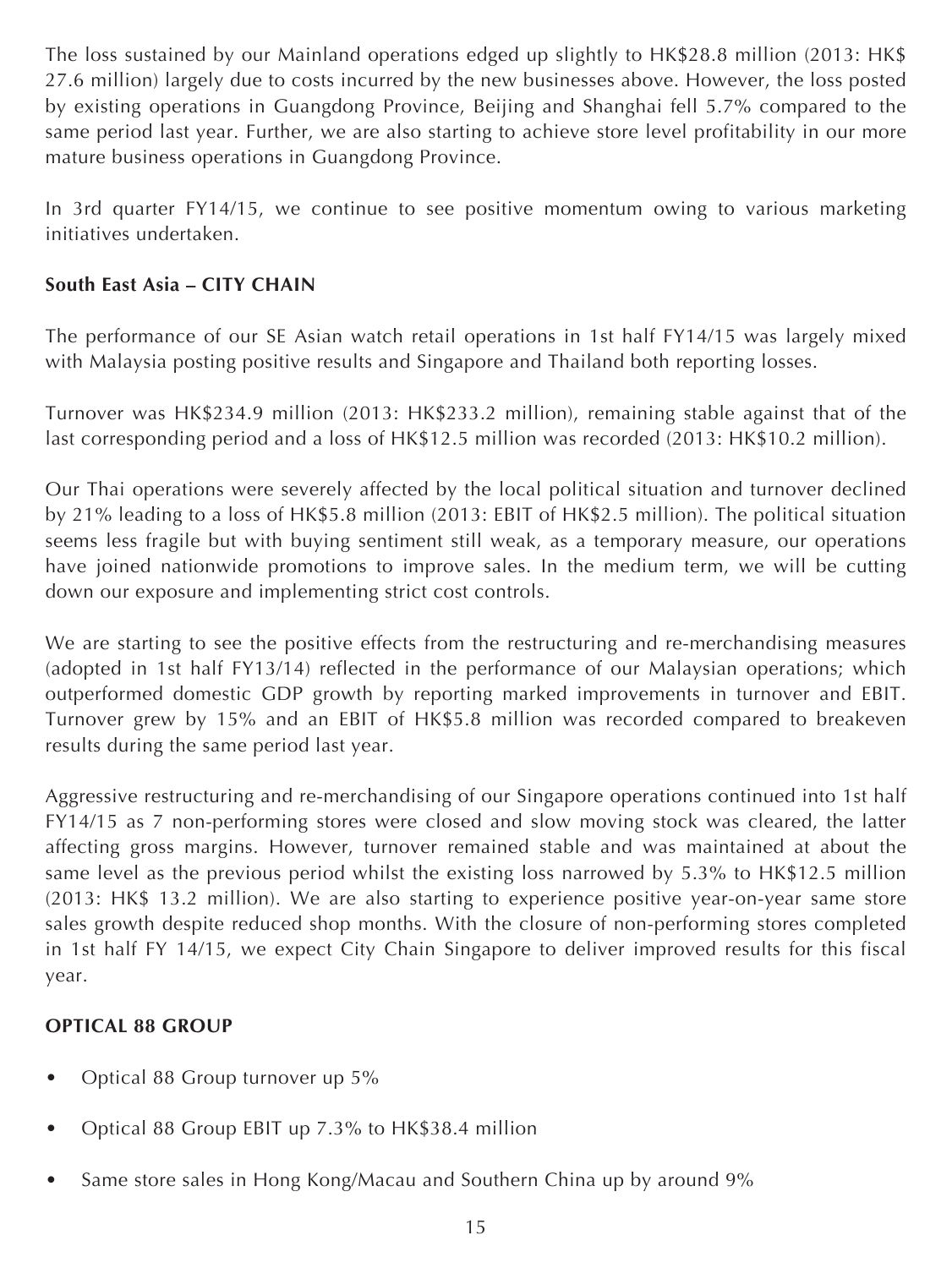The loss sustained by our Mainland operations edged up slightly to HK$28.8 million (2013: HK$ 27.6 million) largely due to costs incurred by the new businesses above. However, the loss posted by existing operations in Guangdong Province, Beijing and Shanghai fell 5.7% compared to the same period last year. Further, we are also starting to achieve store level profitability in our more mature business operations in Guangdong Province.

In 3rd quarter FY14/15, we continue to see positive momentum owing to various marketing initiatives undertaken.

**South East Asia – CITY CHAIN**

The performance of our SE Asian watch retail operations in 1st half FY14/15 was largely mixed with Malaysia posting positive results and Singapore and Thailand both reporting losses.

Turnover was HK$234.9 million (2013: HK$233.2 million), remaining stable against that of the last corresponding period and a loss of HK$12.5 million was recorded (2013: HK$10.2 million).

Our Thai operations were severely affected by the local political situation and turnover declined by 21% leading to a loss of HK$5.8 million (2013: EBIT of HK$2.5 million). The political situation seems less fragile but with buying sentiment still weak, as a temporary measure, our operations have joined nationwide promotions to improve sales. In the medium term, we will be cutting down our exposure and implementing strict cost controls.

We are starting to see the positive effects from the restructuring and re-merchandising measures (adopted in 1st half FY13/14) reflected in the performance of our Malaysian operations; which outperformed domestic GDP growth by reporting marked improvements in turnover and EBIT. Turnover grew by 15% and an EBIT of HK$5.8 million was recorded compared to breakeven results during the same period last year.

Aggressive restructuring and re-merchandising of our Singapore operations continued into 1st half FY14/15 as 7 non-performing stores were closed and slow moving stock was cleared, the latter affecting gross margins. However, turnover remained stable and was maintained at about the same level as the previous period whilst the existing loss narrowed by 5.3% to HK$12.5 million (2013: HK$ 13.2 million). We are also starting to experience positive year-on-year same store sales growth despite reduced shop months. With the closure of non-performing stores completed in 1st half FY 14/15, we expect City Chain Singapore to deliver improved results for this fiscal year.

**OPTICAL 88 GROUP**

- Optical 88 Group turnover up 5%
- Optical 88 Group EBIT up 7.3% to HK$38.4 million
- Same store sales in Hong Kong/Macau and Southern China up by around 9%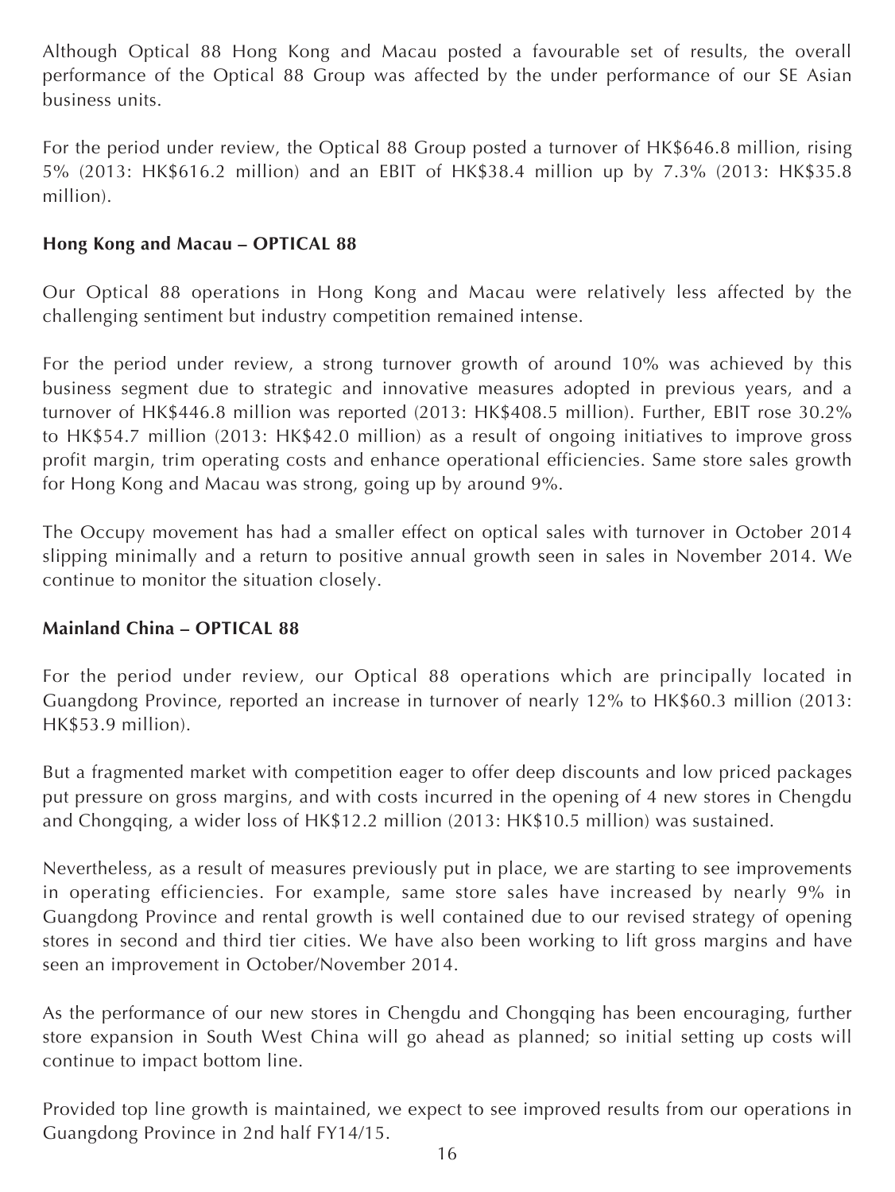Although Optical 88 Hong Kong and Macau posted a favourable set of results, the overall performance of the Optical 88 Group was affected by the under performance of our SE Asian business units.

For the period under review, the Optical 88 Group posted a turnover of HK$646.8 million, rising 5% (2013: HK$616.2 million) and an EBIT of HK$38.4 million up by 7.3% (2013: HK$35.8 million).

**Hong Kong and Macau – OPTICAL 88**

Our Optical 88 operations in Hong Kong and Macau were relatively less affected by the challenging sentiment but industry competition remained intense.

For the period under review, a strong turnover growth of around 10% was achieved by this business segment due to strategic and innovative measures adopted in previous years, and a turnover of HK$446.8 million was reported (2013: HK$408.5 million). Further, EBIT rose 30.2% to HK$54.7 million (2013: HK$42.0 million) as a result of ongoing initiatives to improve gross profit margin, trim operating costs and enhance operational efficiencies. Same store sales growth for Hong Kong and Macau was strong, going up by around 9%.

The Occupy movement has had a smaller effect on optical sales with turnover in October 2014 slipping minimally and a return to positive annual growth seen in sales in November 2014. We continue to monitor the situation closely.

**Mainland China – OPTICAL 88**

For the period under review, our Optical 88 operations which are principally located in Guangdong Province, reported an increase in turnover of nearly 12% to HK$60.3 million (2013: HK$53.9 million).

But a fragmented market with competition eager to offer deep discounts and low priced packages put pressure on gross margins, and with costs incurred in the opening of 4 new stores in Chengdu and Chongqing, a wider loss of HK$12.2 million (2013: HK$10.5 million) was sustained.

Nevertheless, as a result of measures previously put in place, we are starting to see improvements in operating efficiencies. For example, same store sales have increased by nearly 9% in Guangdong Province and rental growth is well contained due to our revised strategy of opening stores in second and third tier cities. We have also been working to lift gross margins and have seen an improvement in October/November 2014.

As the performance of our new stores in Chengdu and Chongqing has been encouraging, further store expansion in South West China will go ahead as planned; so initial setting up costs will continue to impact bottom line.

Provided top line growth is maintained, we expect to see improved results from our operations in Guangdong Province in 2nd half FY14/15.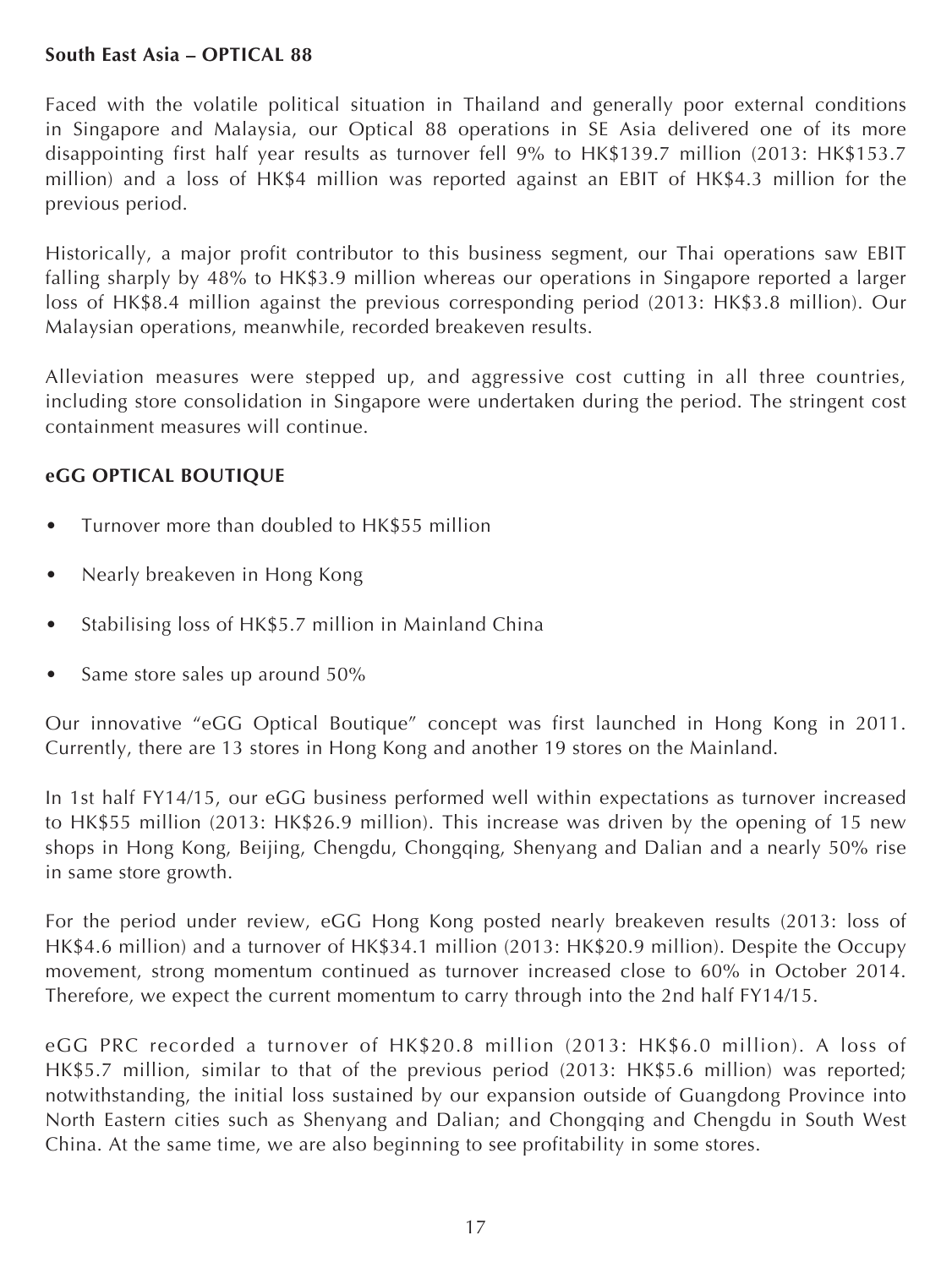**South East Asia – OPTICAL 88**

Faced with the volatile political situation in Thailand and generally poor external conditions in Singapore and Malaysia, our Optical 88 operations in SE Asia delivered one of its more disappointing first half year results as turnover fell 9% to HK$139.7 million (2013: HK$153.7 million) and a loss of HK$4 million was reported against an EBIT of HK$4.3 million for the previous period.

Historically, a major profit contributor to this business segment, our Thai operations saw EBIT falling sharply by 48% to HK$3.9 million whereas our operations in Singapore reported a larger loss of HK$8.4 million against the previous corresponding period (2013: HK$3.8 million). Our Malaysian operations, meanwhile, recorded breakeven results.

Alleviation measures were stepped up, and aggressive cost cutting in all three countries, including store consolidation in Singapore were undertaken during the period. The stringent cost containment measures will continue.

**eGG OPTICAL BOUTIQUE**

- Turnover more than doubled to HK$55 million
- Nearly breakeven in Hong Kong
- Stabilising loss of HK$5.7 million in Mainland China
- Same store sales up around 50%

Our innovative "eGG Optical Boutique" concept was first launched in Hong Kong in 2011. Currently, there are 13 stores in Hong Kong and another 19 stores on the Mainland.

In 1st half FY14/15, our eGG business performed well within expectations as turnover increased to HK$55 million (2013: HK$26.9 million). This increase was driven by the opening of 15 new shops in Hong Kong, Beijing, Chengdu, Chongqing, Shenyang and Dalian and a nearly 50% rise in same store growth.

For the period under review, eGG Hong Kong posted nearly breakeven results (2013: loss of HK$4.6 million) and a turnover of HK$34.1 million (2013: HK$20.9 million). Despite the Occupy movement, strong momentum continued as turnover increased close to 60% in October 2014. Therefore, we expect the current momentum to carry through into the 2nd half FY14/15.

eGG PRC recorded a turnover of HK$20.8 million (2013: HK$6.0 million). A loss of HK$5.7 million, similar to that of the previous period (2013: HK$5.6 million) was reported; notwithstanding, the initial loss sustained by our expansion outside of Guangdong Province into North Eastern cities such as Shenyang and Dalian; and Chongqing and Chengdu in South West China. At the same time, we are also beginning to see profitability in some stores.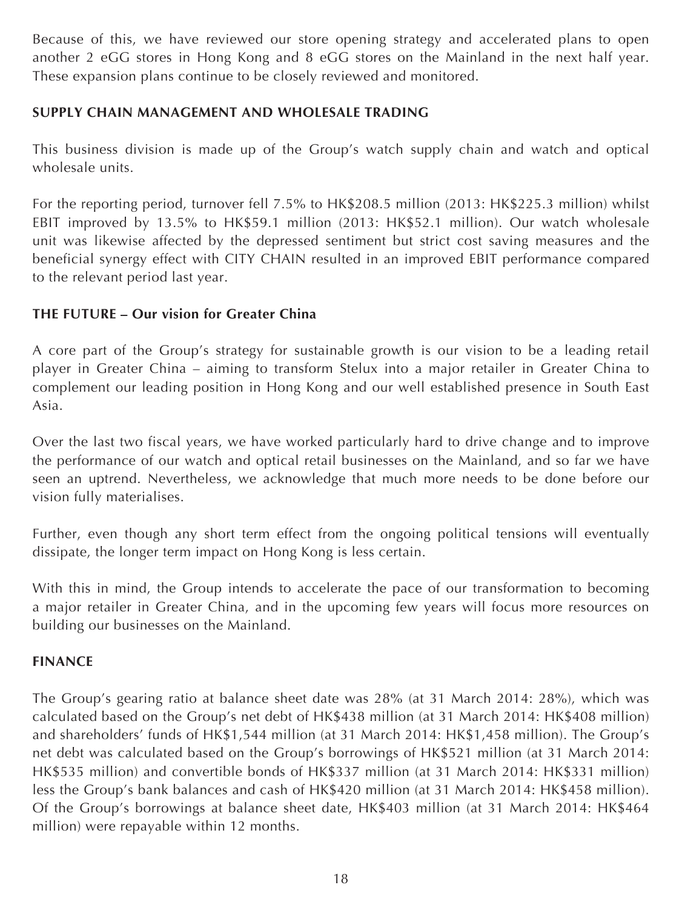Because of this, we have reviewed our store opening strategy and accelerated plans to open another 2 eGG stores in Hong Kong and 8 eGG stores on the Mainland in the next half year. These expansion plans continue to be closely reviewed and monitored.

**SUPPLY CHAIN MANAGEMENT AND WHOLESALE TRADING**

This business division is made up of the Group's watch supply chain and watch and optical wholesale units.

For the reporting period, turnover fell 7.5% to HK$208.5 million (2013: HK$225.3 million) whilst EBIT improved by 13.5% to HK$59.1 million (2013: HK$52.1 million). Our watch wholesale unit was likewise affected by the depressed sentiment but strict cost saving measures and the beneficial synergy effect with CITY CHAIN resulted in an improved EBIT performance compared to the relevant period last year.

**THE FUTURE – Our vision for Greater China**

A core part of the Group's strategy for sustainable growth is our vision to be a leading retail player in Greater China – aiming to transform Stelux into a major retailer in Greater China to complement our leading position in Hong Kong and our well established presence in South East Asia.

Over the last two fiscal years, we have worked particularly hard to drive change and to improve the performance of our watch and optical retail businesses on the Mainland, and so far we have seen an uptrend. Nevertheless, we acknowledge that much more needs to be done before our vision fully materialises.

Further, even though any short term effect from the ongoing political tensions will eventually dissipate, the longer term impact on Hong Kong is less certain.

With this in mind, the Group intends to accelerate the pace of our transformation to becoming a major retailer in Greater China, and in the upcoming few years will focus more resources on building our businesses on the Mainland.

**FINANCE**

The Group's gearing ratio at balance sheet date was 28% (at 31 March 2014: 28%), which was calculated based on the Group's net debt of HK$438 million (at 31 March 2014: HK$408 million) and shareholders' funds of HK$1,544 million (at 31 March 2014: HK$1,458 million). The Group's net debt was calculated based on the Group's borrowings of HK$521 million (at 31 March 2014: HK$535 million) and convertible bonds of HK$337 million (at 31 March 2014: HK$331 million) less the Group's bank balances and cash of HK$420 million (at 31 March 2014: HK$458 million). Of the Group's borrowings at balance sheet date, HK$403 million (at 31 March 2014: HK$464 million) were repayable within 12 months.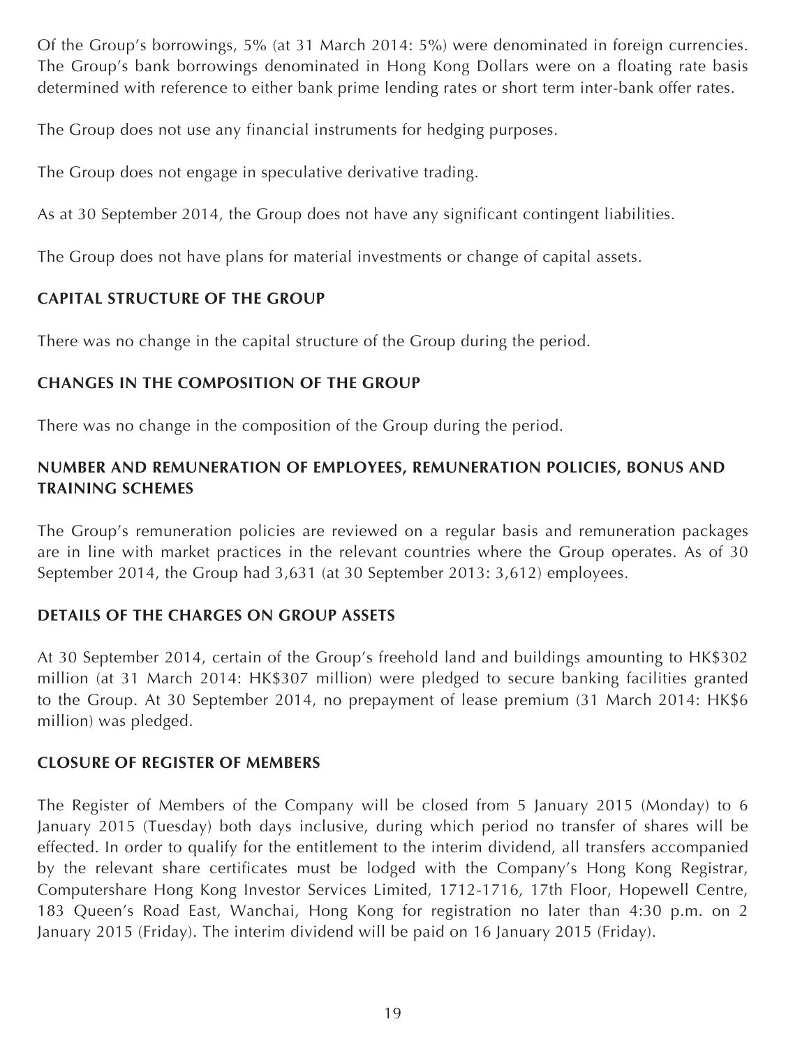Of the Group's borrowings, 5% (at 31 March 2014: 5%) were denominated in foreign currencies. The Group's bank borrowings denominated in Hong Kong Dollars were on a floating rate basis determined with reference to either bank prime lending rates or short term inter-bank offer rates.

The Group does not use any financial instruments for hedging purposes.

The Group does not engage in speculative derivative trading.

As at 30 September 2014, the Group does not have any significant contingent liabilities.

The Group does not have plans for material investments or change of capital assets.

## CAPITAL STRUCTURE OF THE GROUP

There was no change in the capital structure of the Group during the period.

## CHANGES IN THE COMPOSITION OF THE GROUP

There was no change in the composition of the Group during the period.

## NUMBER AND REMUNERATION OF EMPLOYEES, REMUNERATION POLICIES, BONUS AND TRAINING SCHEMES

The Group's remuneration policies are reviewed on a regular basis and remuneration packages are in line with market practices in the relevant countries where the Group operates. As of 30 September 2014, the Group had 3,631 (at 30 September 2013: 3,612) employees.

## DETAILS OF THE CHARGES ON GROUP ASSETS

At 30 September 2014, certain of the Group's freehold land and buildings amounting to HK$302 million (at 31 March 2014: HK$307 million) were pledged to secure banking facilities granted to the Group. At 30 September 2014, no prepayment of lease premium (31 March 2014: HK$6 million) was pledged.

## CLOSURE OF REGISTER OF MEMBERS

The Register of Members of the Company will be closed from 5 January 2015 (Monday) to 6 January 2015 (Tuesday) both days inclusive, during which period no transfer of shares will be effected. In order to qualify for the entitlement to the interim dividend, all transfers accompanied by the relevant share certificates must be lodged with the Company's Hong Kong Registrar, Computershare Hong Kong Investor Services Limited, 1712-1716, 17th Floor, Hopewell Centre, 183 Queen's Road East, Wanchai, Hong Kong for registration no later than 4:30 p.m. on 2 January 2015 (Friday). The interim dividend will be paid on 16 January 2015 (Friday).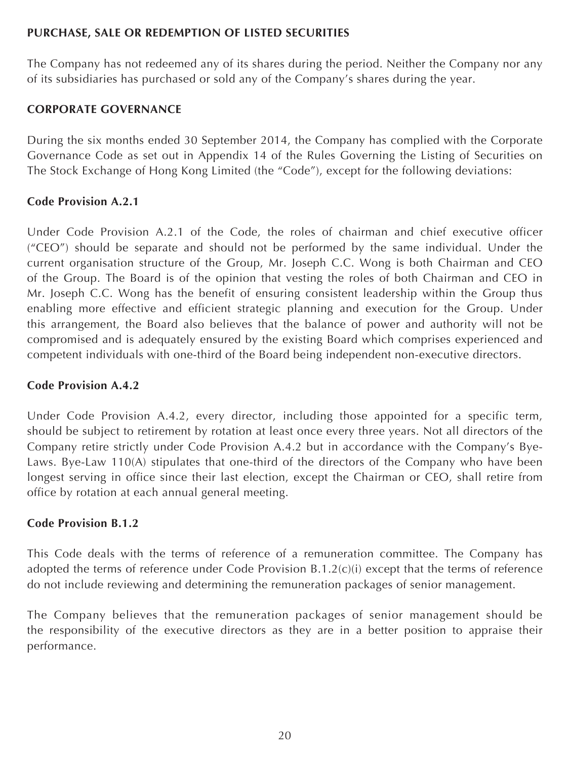## PURCHASE, SALE OR REDEMPTION OF LISTED SECURITIES

The Company has not redeemed any of its shares during the period. Neither the Company nor any of its subsidiaries has purchased or sold any of the Company's shares during the year.

## CORPORATE GOVERNANCE

During the six months ended 30 September 2014, the Company has complied with the Corporate Governance Code as set out in Appendix 14 of the Rules Governing the Listing of Securities on The Stock Exchange of Hong Kong Limited (the "Code"), except for the following deviations:

### Code Provision A.2.1

Under Code Provision A.2.1 of the Code, the roles of chairman and chief executive officer ("CEO") should be separate and should not be performed by the same individual. Under the current organisation structure of the Group, Mr. Joseph C.C. Wong is both Chairman and CEO of the Group. The Board is of the opinion that vesting the roles of both Chairman and CEO in Mr. Joseph C.C. Wong has the benefit of ensuring consistent leadership within the Group thus enabling more effective and efficient strategic planning and execution for the Group. Under this arrangement, the Board also believes that the balance of power and authority will not be compromised and is adequately ensured by the existing Board which comprises experienced and competent individuals with one-third of the Board being independent non-executive directors.

### Code Provision A.4.2

Under Code Provision A.4.2, every director, including those appointed for a specific term, should be subject to retirement by rotation at least once every three years. Not all directors of the Company retire strictly under Code Provision A.4.2 but in accordance with the Company's Bye-Laws. Bye-Law 110(A) stipulates that one-third of the directors of the Company who have been longest serving in office since their last election, except the Chairman or CEO, shall retire from office by rotation at each annual general meeting.

### Code Provision B.1.2

This Code deals with the terms of reference of a remuneration committee. The Company has adopted the terms of reference under Code Provision B.1.2(c)(i) except that the terms of reference do not include reviewing and determining the remuneration packages of senior management.

The Company believes that the remuneration packages of senior management should be the responsibility of the executive directors as they are in a better position to appraise their performance.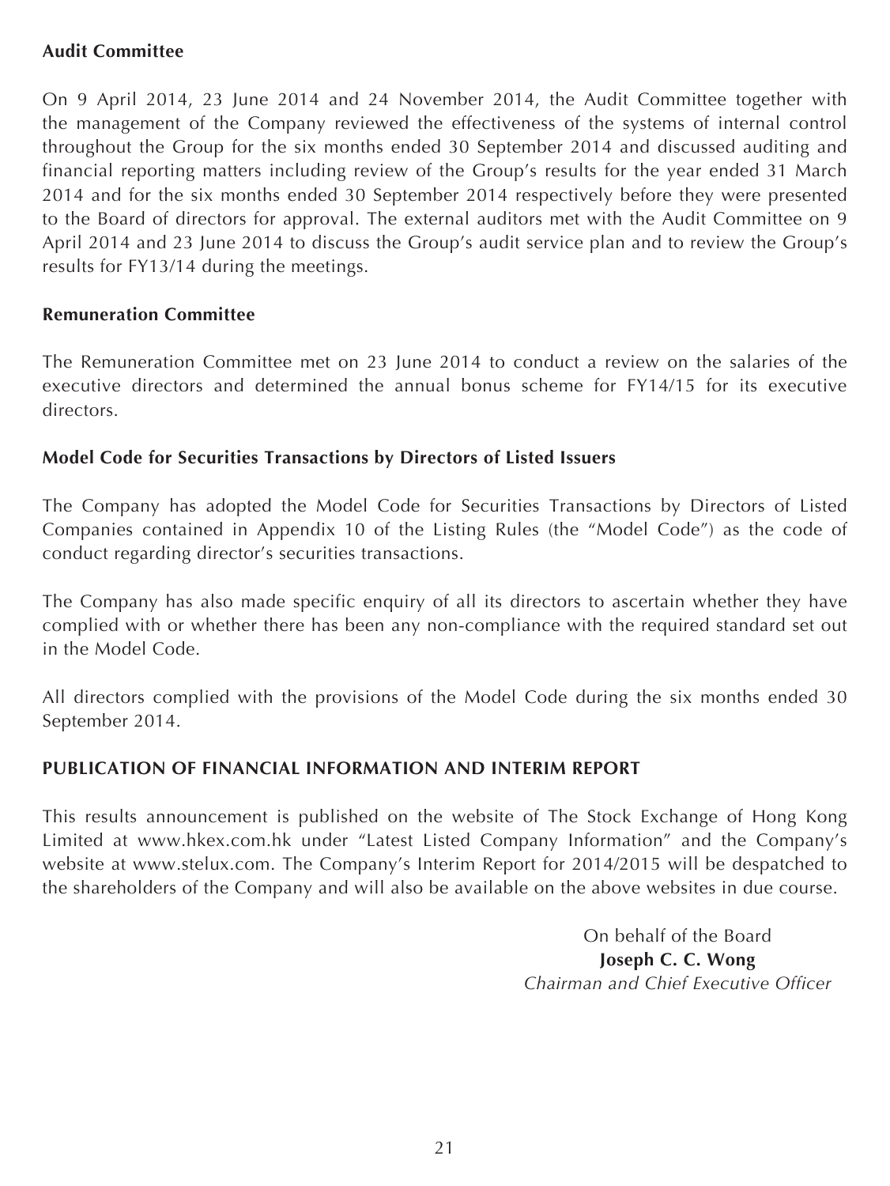### Audit Committee

On 9 April 2014, 23 June 2014 and 24 November 2014, the Audit Committee together with the management of the Company reviewed the effectiveness of the systems of internal control throughout the Group for the six months ended 30 September 2014 and discussed auditing and financial reporting matters including review of the Group's results for the year ended 31 March 2014 and for the six months ended 30 September 2014 respectively before they were presented to the Board of directors for approval. The external auditors met with the Audit Committee on 9 April 2014 and 23 June 2014 to discuss the Group's audit service plan and to review the Group's results for FY13/14 during the meetings.

### Remuneration Committee

The Remuneration Committee met on 23 June 2014 to conduct a review on the salaries of the executive directors and determined the annual bonus scheme for FY14/15 for its executive directors.

### Model Code for Securities Transactions by Directors of Listed Issuers

The Company has adopted the Model Code for Securities Transactions by Directors of Listed Companies contained in Appendix 10 of the Listing Rules (the "Model Code") as the code of conduct regarding director's securities transactions.

The Company has also made specific enquiry of all its directors to ascertain whether they have complied with or whether there has been any non-compliance with the required standard set out in the Model Code.

All directors complied with the provisions of the Model Code during the six months ended 30 September 2014.

## PUBLICATION OF FINANCIAL INFORMATION AND INTERIM REPORT

This results announcement is published on the website of The Stock Exchange of Hong Kong Limited at www.hkex.com.hk under "Latest Listed Company Information" and the Company's website at www.stelux.com. The Company's Interim Report for 2014/2015 will be despatched to the shareholders of the Company and will also be available on the above websites in due course.

On behalf of the Board
**Joseph C. C. Wong**
*Chairman and Chief Executive Officer*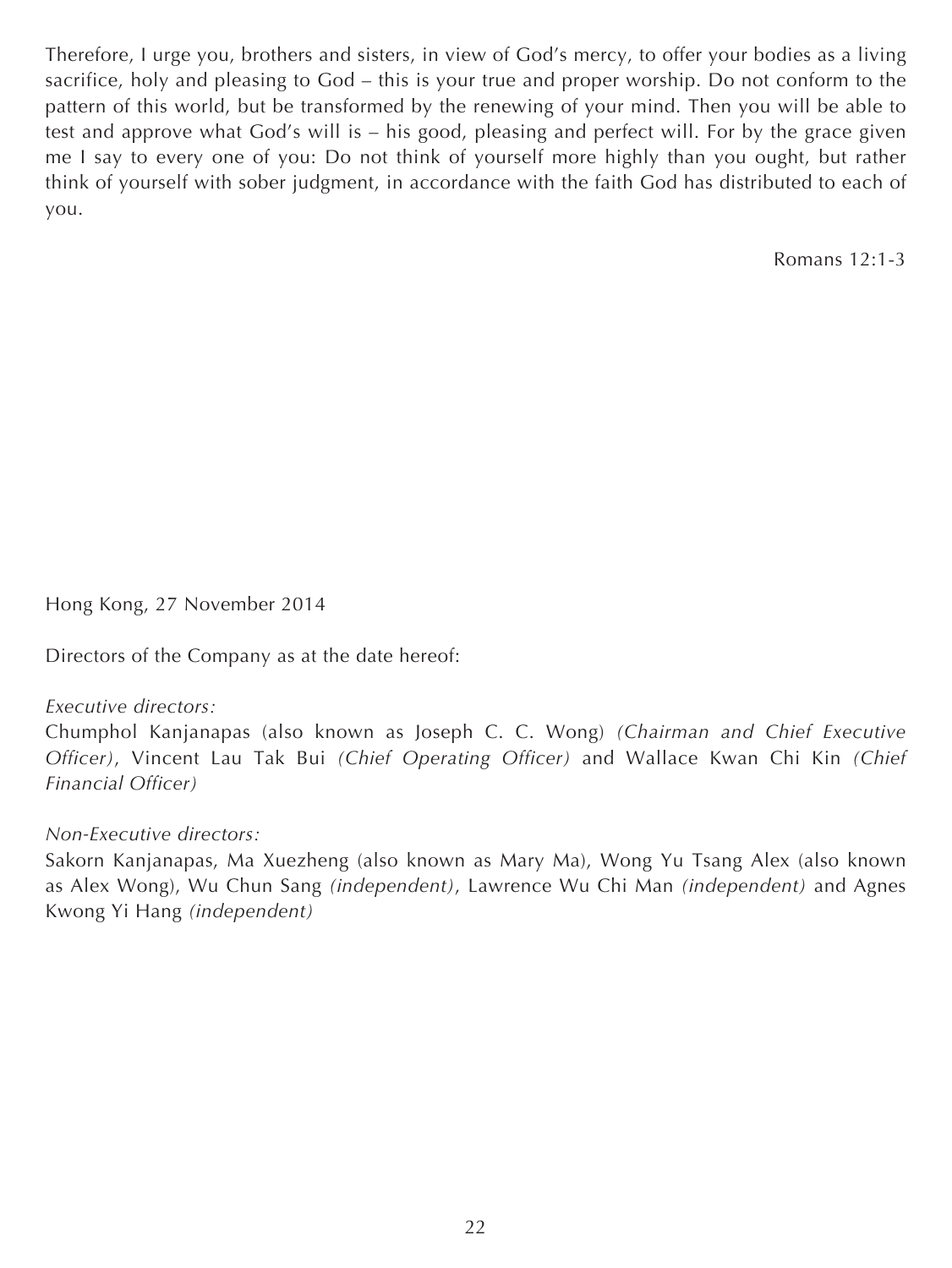Therefore, I urge you, brothers and sisters, in view of God's mercy, to offer your bodies as a living sacrifice, holy and pleasing to God – this is your true and proper worship. Do not conform to the pattern of this world, but be transformed by the renewing of your mind. Then you will be able to test and approve what God's will is – his good, pleasing and perfect will. For by the grace given me I say to every one of you: Do not think of yourself more highly than you ought, but rather think of yourself with sober judgment, in accordance with the faith God has distributed to each of you.

Romans 12:1-3

Hong Kong, 27 November 2014

Directors of the Company as at the date hereof:

*Executive directors:*
Chumphol Kanjanapas (also known as Joseph C. C. Wong) *(Chairman and Chief Executive Officer)*, Vincent Lau Tak Bui *(Chief Operating Officer)* and Wallace Kwan Chi Kin *(Chief Financial Officer)*

*Non-Executive directors:*
Sakorn Kanjanapas, Ma Xuezheng (also known as Mary Ma), Wong Yu Tsang Alex (also known as Alex Wong), Wu Chun Sang *(independent)*, Lawrence Wu Chi Man *(independent)* and Agnes Kwong Yi Hang *(independent)*